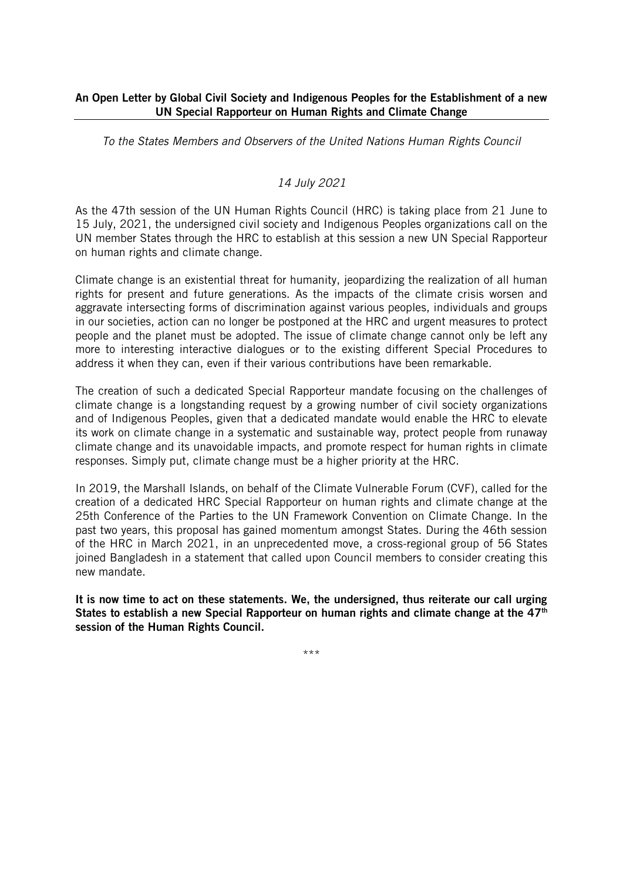**An Open Letter by Global Civil Society and Indigenous Peoples for the Establishment of a new UN Special Rapporteur on Human Rights and Climate Change**

*To the States Members and Observers of the United Nations Human Rights Council*

*14 July 2021*

As the 47th session of the UN Human Rights Council (HRC) is taking place from 21 June to 15 July, 2021, the undersigned civil society and Indigenous Peoples organizations call on the UN member States through the HRC to establish at this session a new UN Special Rapporteur on human rights and climate change.

Climate change is an existential threat for humanity, jeopardizing the realization of all human rights for present and future generations. As the impacts of the climate crisis worsen and aggravate intersecting forms of discrimination against various peoples, individuals and groups in our societies, action can no longer be postponed at the HRC and urgent measures to protect people and the planet must be adopted. The issue of climate change cannot only be left any more to interesting interactive dialogues or to the existing different Special Procedures to address it when they can, even if their various contributions have been remarkable.

The creation of such a dedicated Special Rapporteur mandate focusing on the challenges of climate change is a longstanding request by a growing number of civil society organizations and of Indigenous Peoples, given that a dedicated mandate would enable the HRC to elevate its work on climate change in a systematic and sustainable way, protect people from runaway climate change and its unavoidable impacts, and promote respect for human rights in climate responses. Simply put, climate change must be a higher priority at the HRC.

In 2019, the Marshall Islands, on behalf of the Climate Vulnerable Forum (CVF), called for the creation of a dedicated HRC Special Rapporteur on human rights and climate change at the 25th Conference of the Parties to the UN Framework Convention on Climate Change. In the past two years, this proposal has gained momentum amongst States. During the 46th session of the HRC in March 2021, in an unprecedented move, a cross-regional group of 56 States joined Bangladesh in a statement that called upon Council members to consider creating this new mandate.

**It is now time to act on these statements. We, the undersigned, thus reiterate our call urging States to establish a new Special Rapporteur on human rights and climate change at the 47th session of the Human Rights Council.**

\*\*\*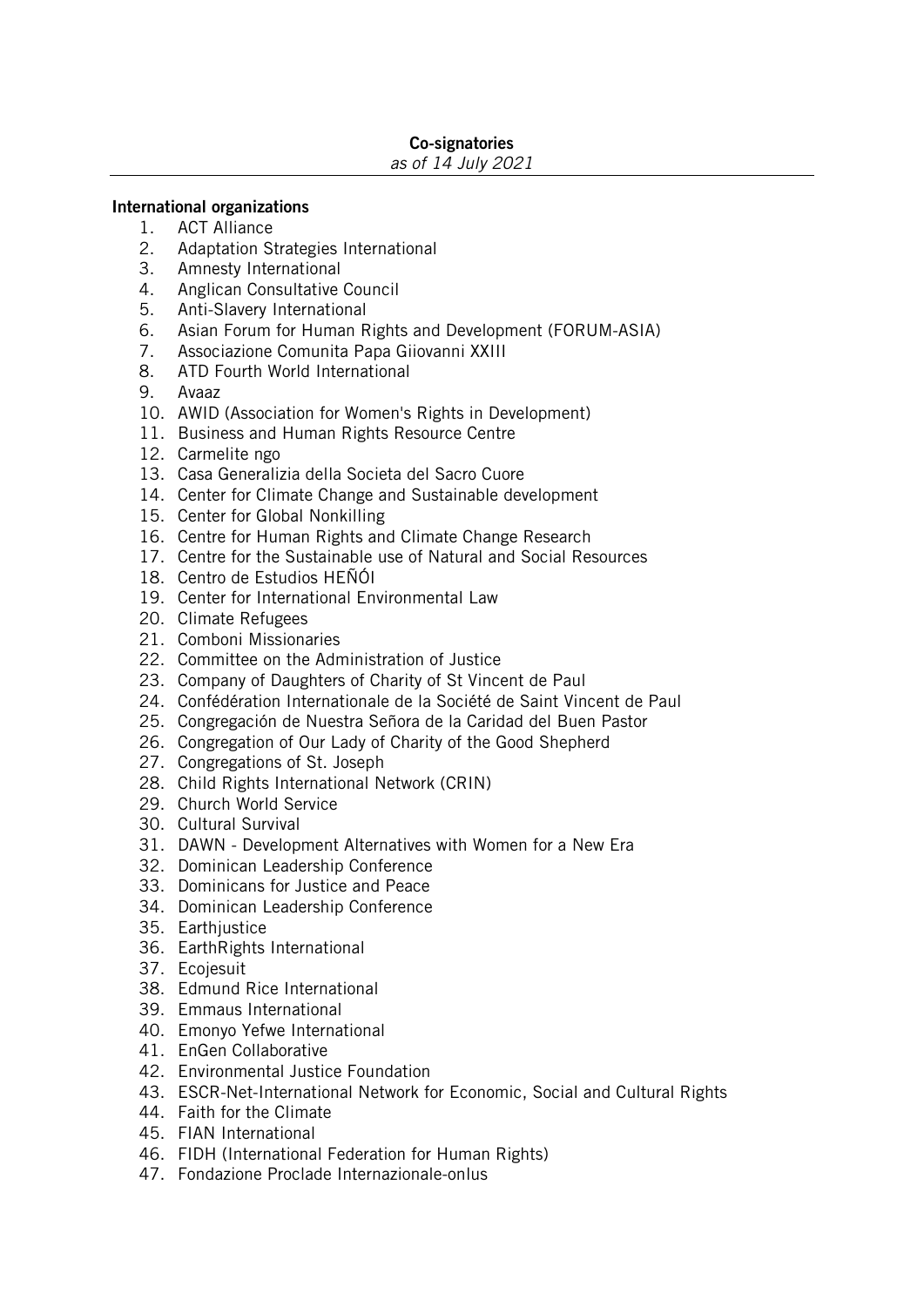**Co-signatories**

*as of 14 July 2021*

---

**International organizations**

1. ACT Alliance
2. Adaptation Strategies International
3. Amnesty International
4. Anglican Consultative Council
5. Anti-Slavery International
6. Asian Forum for Human Rights and Development (FORUM-ASIA)
7. Associazione Comunita Papa Giiovanni XXIII
8. ATD Fourth World International
9. Avaaz
10. AWID (Association for Women's Rights in Development)
11. Business and Human Rights Resource Centre
12. Carmelite ngo
13. Casa Generalizia della Societa del Sacro Cuore
14. Center for Climate Change and Sustainable development
15. Center for Global Nonkilling
16. Centre for Human Rights and Climate Change Research
17. Centre for the Sustainable use of Natural and Social Resources
18. Centro de Estudios HEÑÓI
19. Center for International Environmental Law
20. Climate Refugees
21. Comboni Missionaries
22. Committee on the Administration of Justice
23. Company of Daughters of Charity of St Vincent de Paul
24. Confédération Internationale de la Société de Saint Vincent de Paul
25. Congregación de Nuestra Señora de la Caridad del Buen Pastor
26. Congregation of Our Lady of Charity of the Good Shepherd
27. Congregations of St. Joseph
28. Child Rights International Network (CRIN)
29. Church World Service
30. Cultural Survival
31. DAWN - Development Alternatives with Women for a New Era
32. Dominican Leadership Conference
33. Dominicans for Justice and Peace
34. Dominican Leadership Conference
35. Earthjustice
36. EarthRights International
37. Ecojesuit
38. Edmund Rice International
39. Emmaus International
40. Emonyo Yefwe International
41. EnGen Collaborative
42. Environmental Justice Foundation
43. ESCR-Net-International Network for Economic, Social and Cultural Rights
44. Faith for the Climate
45. FIAN International
46. FIDH (International Federation for Human Rights)
47. Fondazione Proclade Internazionale-onlus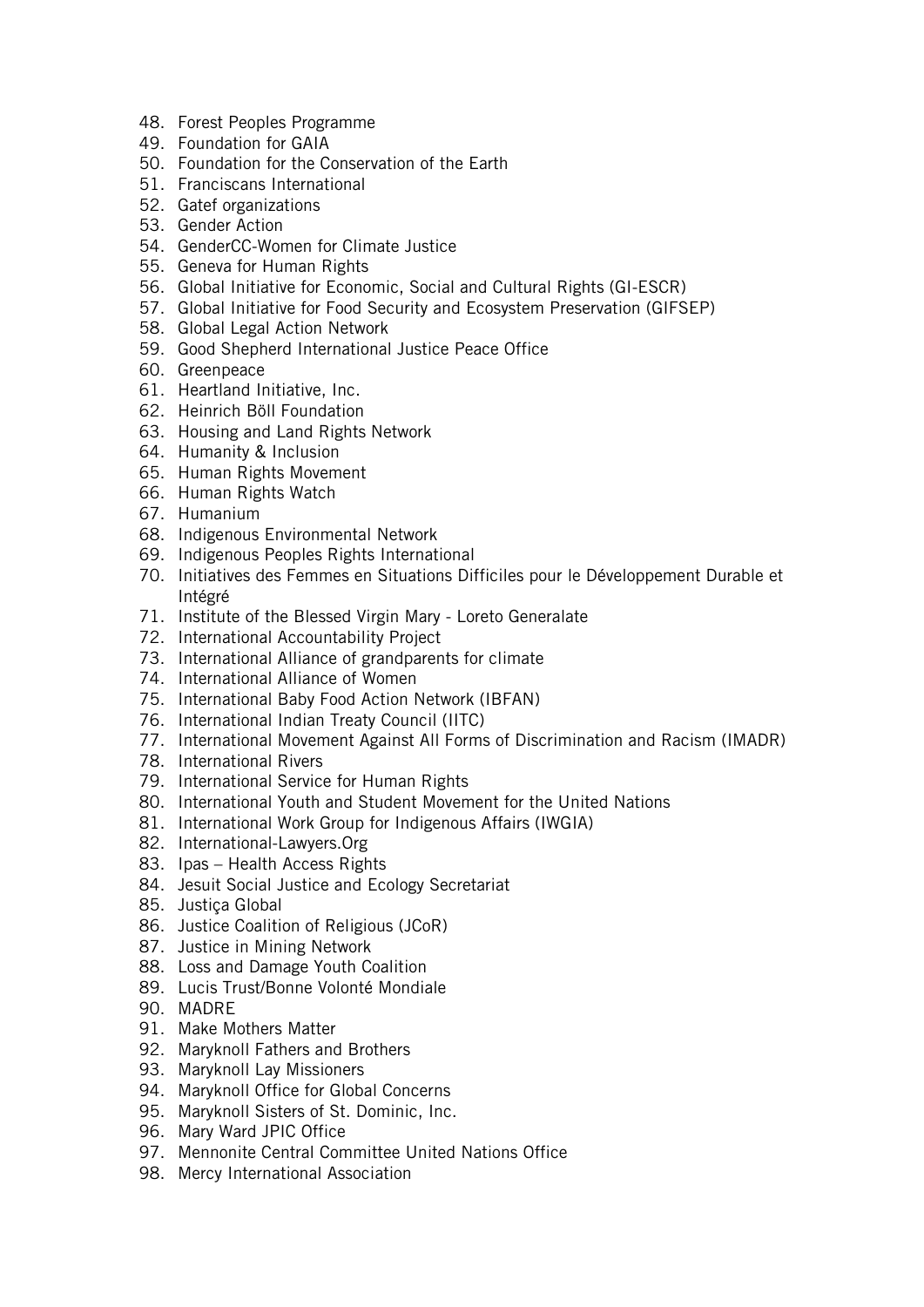48. Forest Peoples Programme
49. Foundation for GAIA
50. Foundation for the Conservation of the Earth
51. Franciscans International
52. Gatef organizations
53. Gender Action
54. GenderCC-Women for Climate Justice
55. Geneva for Human Rights
56. Global Initiative for Economic, Social and Cultural Rights (GI-ESCR)
57. Global Initiative for Food Security and Ecosystem Preservation (GIFSEP)
58. Global Legal Action Network
59. Good Shepherd International Justice Peace Office
60. Greenpeace
61. Heartland Initiative, Inc.
62. Heinrich Böll Foundation
63. Housing and Land Rights Network
64. Humanity & Inclusion
65. Human Rights Movement
66. Human Rights Watch
67. Humanium
68. Indigenous Environmental Network
69. Indigenous Peoples Rights International
70. Initiatives des Femmes en Situations Difficiles pour le Développement Durable et Intégré
71. Institute of the Blessed Virgin Mary - Loreto Generalate
72. International Accountability Project
73. International Alliance of grandparents for climate
74. International Alliance of Women
75. International Baby Food Action Network (IBFAN)
76. International Indian Treaty Council (IITC)
77. International Movement Against All Forms of Discrimination and Racism (IMADR)
78. International Rivers
79. International Service for Human Rights
80. International Youth and Student Movement for the United Nations
81. International Work Group for Indigenous Affairs (IWGIA)
82. International-Lawyers.Org
83. Ipas – Health Access Rights
84. Jesuit Social Justice and Ecology Secretariat
85. Justiça Global
86. Justice Coalition of Religious (JCoR)
87. Justice in Mining Network
88. Loss and Damage Youth Coalition
89. Lucis Trust/Bonne Volonté Mondiale
90. MADRE
91. Make Mothers Matter
92. Maryknoll Fathers and Brothers
93. Maryknoll Lay Missioners
94. Maryknoll Office for Global Concerns
95. Maryknoll Sisters of St. Dominic, Inc.
96. Mary Ward JPIC Office
97. Mennonite Central Committee United Nations Office
98. Mercy International Association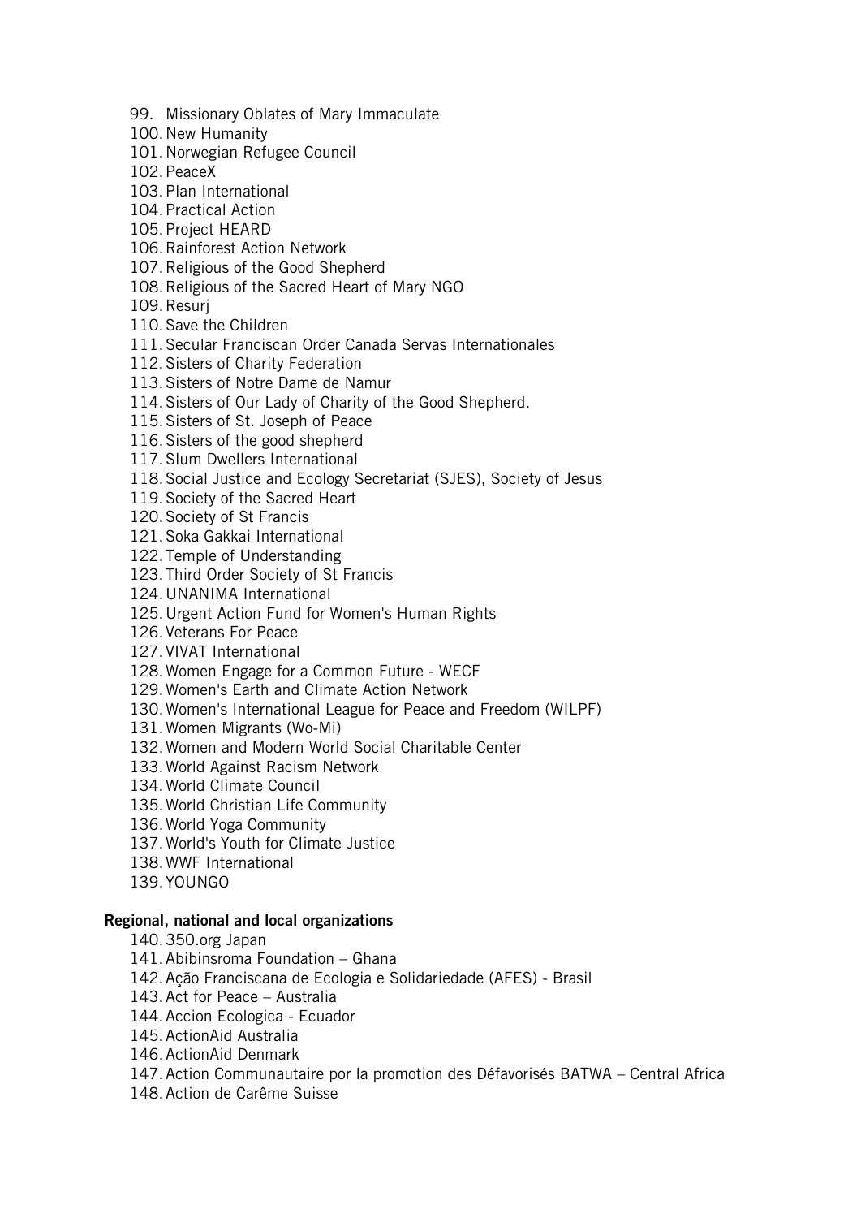99. Missionary Oblates of Mary Immaculate
100. New Humanity
101. Norwegian Refugee Council
102. PeaceX
103. Plan International
104. Practical Action
105. Project HEARD
106. Rainforest Action Network
107. Religious of the Good Shepherd
108. Religious of the Sacred Heart of Mary NGO
109. Resurj
110. Save the Children
111. Secular Franciscan Order Canada Servas Internationales
112. Sisters of Charity Federation
113. Sisters of Notre Dame de Namur
114. Sisters of Our Lady of Charity of the Good Shepherd.
115. Sisters of St. Joseph of Peace
116. Sisters of the good shepherd
117. Slum Dwellers International
118. Social Justice and Ecology Secretariat (SJES), Society of Jesus
119. Society of the Sacred Heart
120. Society of St Francis
121. Soka Gakkai International
122. Temple of Understanding
123. Third Order Society of St Francis
124. UNANIMA International
125. Urgent Action Fund for Women's Human Rights
126. Veterans For Peace
127. VIVAT International
128. Women Engage for a Common Future - WECF
129. Women's Earth and Climate Action Network
130. Women's International League for Peace and Freedom (WILPF)
131. Women Migrants (Wo-Mi)
132. Women and Modern World Social Charitable Center
133. World Against Racism Network
134. World Climate Council
135. World Christian Life Community
136. World Yoga Community
137. World's Youth for Climate Justice
138. WWF International
139. YOUNGO

**Regional, national and local organizations**

140. 350.org Japan
141. Abibinsroma Foundation – Ghana
142. Ação Franciscana de Ecologia e Solidariedade (AFES) - Brasil
143. Act for Peace – Australia
144. Accion Ecologica - Ecuador
145. ActionAid Australia
146. ActionAid Denmark
147. Action Communautaire por la promotion des Défavorisés BATWA – Central Africa
148. Action de Carême Suisse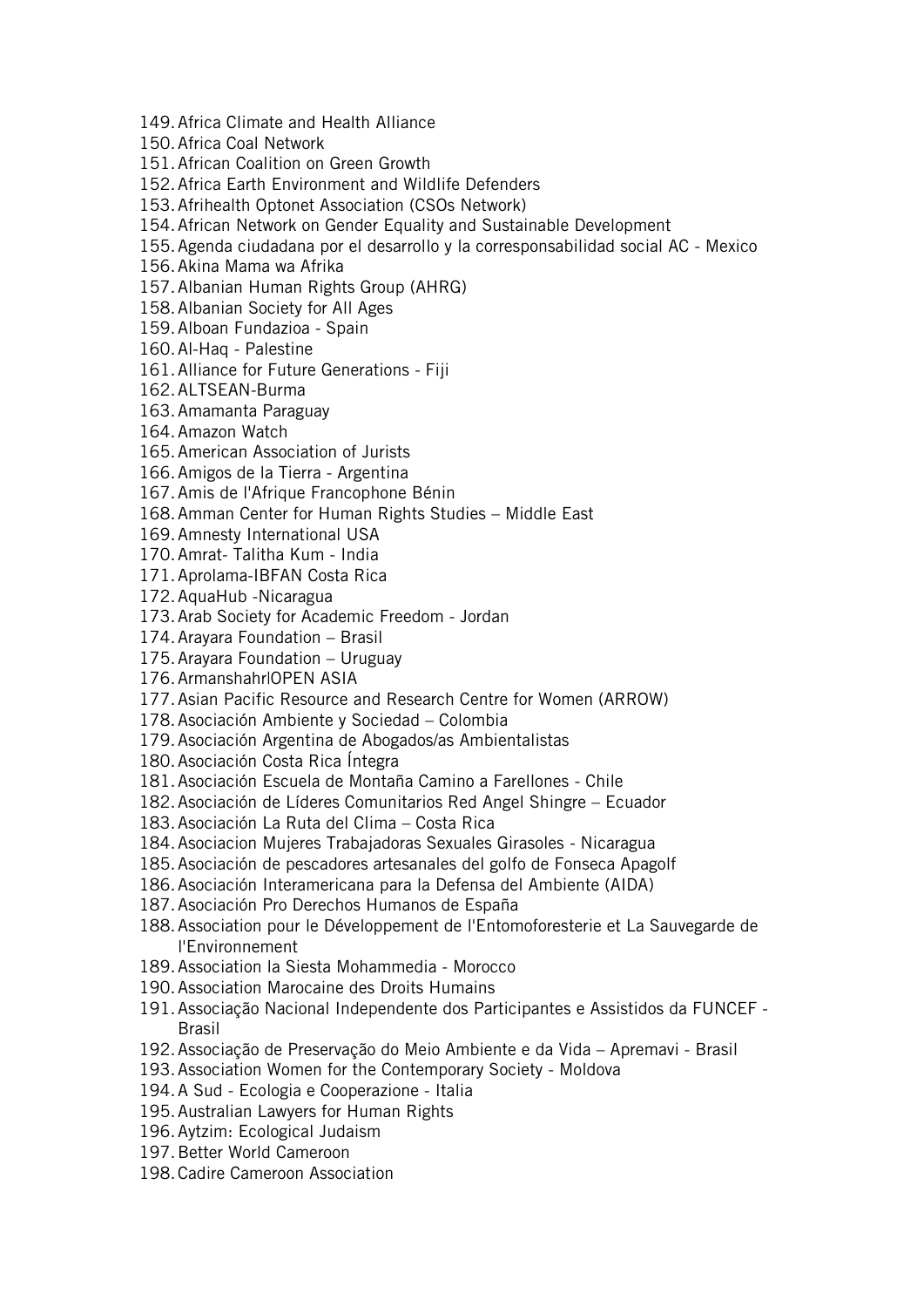149. Africa Climate and Health Alliance
150. Africa Coal Network
151. African Coalition on Green Growth
152. Africa Earth Environment and Wildlife Defenders
153. Afrihealth Optonet Association (CSOs Network)
154. African Network on Gender Equality and Sustainable Development
155. Agenda ciudadana por el desarrollo y la corresponsabilidad social AC - Mexico
156. Akina Mama wa Afrika
157. Albanian Human Rights Group (AHRG)
158. Albanian Society for All Ages
159. Alboan Fundazioa - Spain
160. Al-Haq - Palestine
161. Alliance for Future Generations - Fiji
162. ALTSEAN-Burma
163. Amamanta Paraguay
164. Amazon Watch
165. American Association of Jurists
166. Amigos de la Tierra - Argentina
167. Amis de l'Afrique Francophone Bénin
168. Amman Center for Human Rights Studies – Middle East
169. Amnesty International USA
170. Amrat- Talitha Kum - India
171. Aprolama-IBFAN Costa Rica
172. AquaHub -Nicaragua
173. Arab Society for Academic Freedom - Jordan
174. Arayara Foundation – Brasil
175. Arayara Foundation – Uruguay
176. ArmanshahrlOPEN ASIA
177. Asian Pacific Resource and Research Centre for Women (ARROW)
178. Asociación Ambiente y Sociedad – Colombia
179. Asociación Argentina de Abogados/as Ambientalistas
180. Asociación Costa Rica Íntegra
181. Asociación Escuela de Montaña Camino a Farellones - Chile
182. Asociación de Líderes Comunitarios Red Angel Shingre – Ecuador
183. Asociación La Ruta del Clima – Costa Rica
184. Asociacion Mujeres Trabajadoras Sexuales Girasoles - Nicaragua
185. Asociación de pescadores artesanales del golfo de Fonseca Apagolf
186. Asociación Interamericana para la Defensa del Ambiente (AIDA)
187. Asociación Pro Derechos Humanos de España
188. Association pour le Développement de l'Entomoforesterie et La Sauvegarde de l'Environnement
189. Association la Siesta Mohammedia - Morocco
190. Association Marocaine des Droits Humains
191. Associação Nacional Independente dos Participantes e Assistidos da FUNCEF - Brasil
192. Associação de Preservação do Meio Ambiente e da Vida – Apremavi - Brasil
193. Association Women for the Contemporary Society - Moldova
194. A Sud - Ecologia e Cooperazione - Italia
195. Australian Lawyers for Human Rights
196. Aytzim: Ecological Judaism
197. Better World Cameroon
198. Cadire Cameroon Association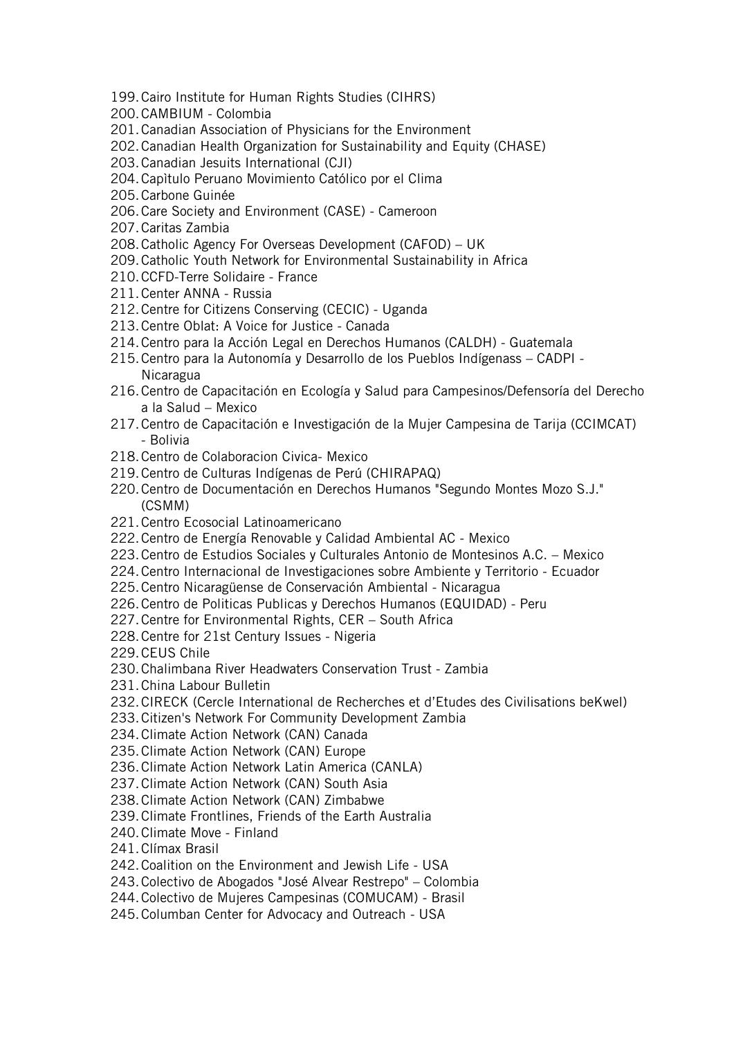199. Cairo Institute for Human Rights Studies (CIHRS)
200. CAMBIUM - Colombia
201. Canadian Association of Physicians for the Environment
202. Canadian Health Organization for Sustainability and Equity (CHASE)
203. Canadian Jesuits International (CJI)
204. Capìtulo Peruano Movimiento Católico por el Clima
205. Carbone Guinée
206. Care Society and Environment (CASE) - Cameroon
207. Caritas Zambia
208. Catholic Agency For Overseas Development (CAFOD) – UK
209. Catholic Youth Network for Environmental Sustainability in Africa
210. CCFD-Terre Solidaire - France
211. Center ANNA - Russia
212. Centre for Citizens Conserving (CECIC) - Uganda
213. Centre Oblat: A Voice for Justice - Canada
214. Centro para la Acción Legal en Derechos Humanos (CALDH) - Guatemala
215. Centro para la Autonomía y Desarrollo de los Pueblos Indígenass – CADPI - Nicaragua
216. Centro de Capacitación en Ecología y Salud para Campesinos/Defensoría del Derecho a la Salud – Mexico
217. Centro de Capacitación e Investigación de la Mujer Campesina de Tarija (CCIMCAT) - Bolivia
218. Centro de Colaboracion Civica- Mexico
219. Centro de Culturas Indígenas de Perú (CHIRAPAQ)
220. Centro de Documentación en Derechos Humanos "Segundo Montes Mozo S.J." (CSMM)
221. Centro Ecosocial Latinoamericano
222. Centro de Energía Renovable y Calidad Ambiental AC - Mexico
223. Centro de Estudios Sociales y Culturales Antonio de Montesinos A.C. – Mexico
224. Centro Internacional de Investigaciones sobre Ambiente y Territorio - Ecuador
225. Centro Nicaragüense de Conservación Ambiental - Nicaragua
226. Centro de Politicas Publicas y Derechos Humanos (EQUIDAD) - Peru
227. Centre for Environmental Rights, CER – South Africa
228. Centre for 21st Century Issues - Nigeria
229. CEUS Chile
230. Chalimbana River Headwaters Conservation Trust - Zambia
231. China Labour Bulletin
232. CIRECK (Cercle International de Recherches et d'Etudes des Civilisations beKwel)
233. Citizen's Network For Community Development Zambia
234. Climate Action Network (CAN) Canada
235. Climate Action Network (CAN) Europe
236. Climate Action Network Latin America (CANLA)
237. Climate Action Network (CAN) South Asia
238. Climate Action Network (CAN) Zimbabwe
239. Climate Frontlines, Friends of the Earth Australia
240. Climate Move - Finland
241. Clímax Brasil
242. Coalition on the Environment and Jewish Life - USA
243. Colectivo de Abogados "José Alvear Restrepo" – Colombia
244. Colectivo de Mujeres Campesinas (COMUCAM) - Brasil
245. Columban Center for Advocacy and Outreach - USA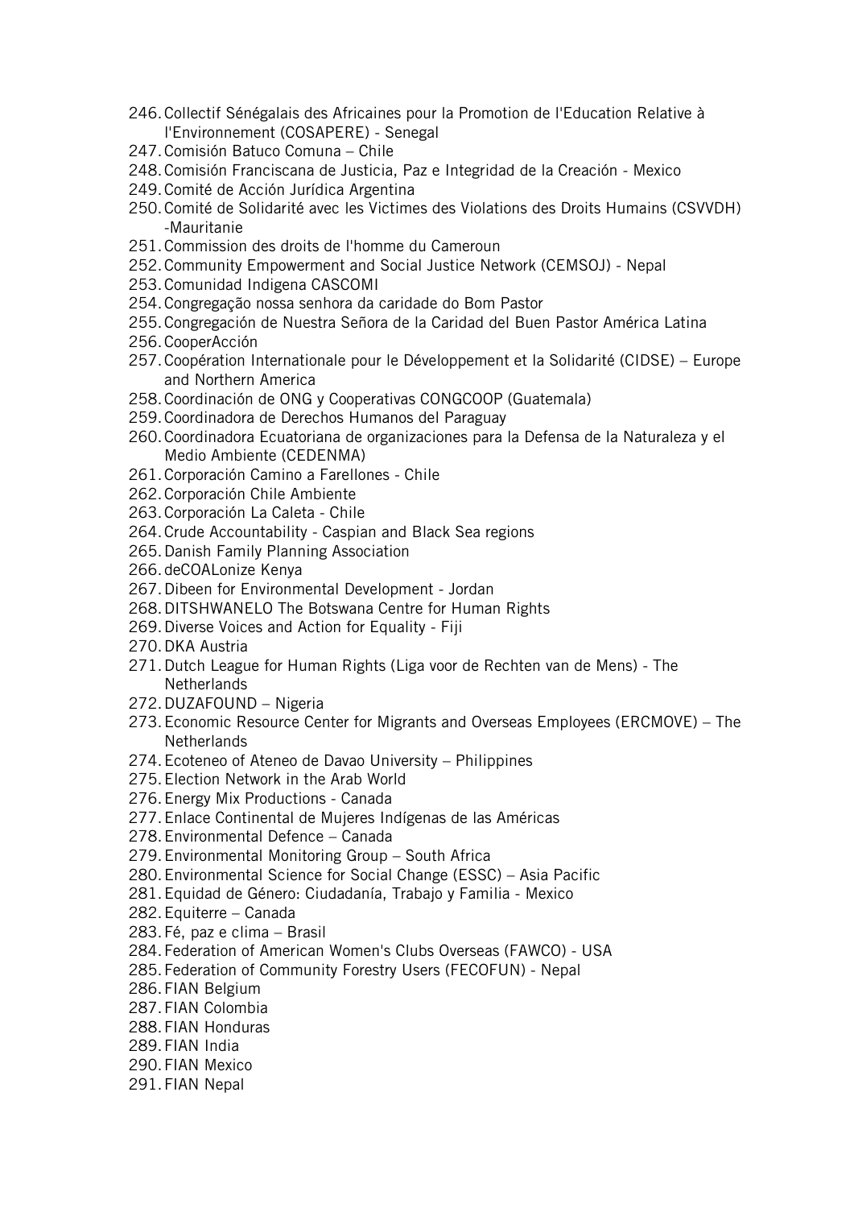246. Collectif Sénégalais des Africaines pour la Promotion de l'Education Relative à l'Environnement (COSAPERE) - Senegal
247. Comisión Batuco Comuna – Chile
248. Comisión Franciscana de Justicia, Paz e Integridad de la Creación - Mexico
249. Comité de Acción Jurídica Argentina
250. Comité de Solidarité avec les Victimes des Violations des Droits Humains (CSVVDH) -Mauritanie
251. Commission des droits de l'homme du Cameroun
252. Community Empowerment and Social Justice Network (CEMSOJ) - Nepal
253. Comunidad Indigena CASCOMI
254. Congregação nossa senhora da caridade do Bom Pastor
255. Congregación de Nuestra Señora de la Caridad del Buen Pastor América Latina
256. CooperAcción
257. Coopération Internationale pour le Développement et la Solidarité (CIDSE) – Europe and Northern America
258. Coordinación de ONG y Cooperativas CONGCOOP (Guatemala)
259. Coordinadora de Derechos Humanos del Paraguay
260. Coordinadora Ecuatoriana de organizaciones para la Defensa de la Naturaleza y el Medio Ambiente (CEDENMA)
261. Corporación Camino a Farellones - Chile
262. Corporación Chile Ambiente
263. Corporación La Caleta - Chile
264. Crude Accountability - Caspian and Black Sea regions
265. Danish Family Planning Association
266. deCOALonize Kenya
267. Dibeen for Environmental Development - Jordan
268. DITSHWANELO The Botswana Centre for Human Rights
269. Diverse Voices and Action for Equality - Fiji
270. DKA Austria
271. Dutch League for Human Rights (Liga voor de Rechten van de Mens) - The Netherlands
272. DUZAFOUND – Nigeria
273. Economic Resource Center for Migrants and Overseas Employees (ERCMOVE) – The Netherlands
274. Ecoteneo of Ateneo de Davao University – Philippines
275. Election Network in the Arab World
276. Energy Mix Productions - Canada
277. Enlace Continental de Mujeres Indígenas de las Américas
278. Environmental Defence – Canada
279. Environmental Monitoring Group – South Africa
280. Environmental Science for Social Change (ESSC) – Asia Pacific
281. Equidad de Género: Ciudadanía, Trabajo y Familia - Mexico
282. Equiterre – Canada
283. Fé, paz e clima – Brasil
284. Federation of American Women's Clubs Overseas (FAWCO) - USA
285. Federation of Community Forestry Users (FECOFUN) - Nepal
286. FIAN Belgium
287. FIAN Colombia
288. FIAN Honduras
289. FIAN India
290. FIAN Mexico
291. FIAN Nepal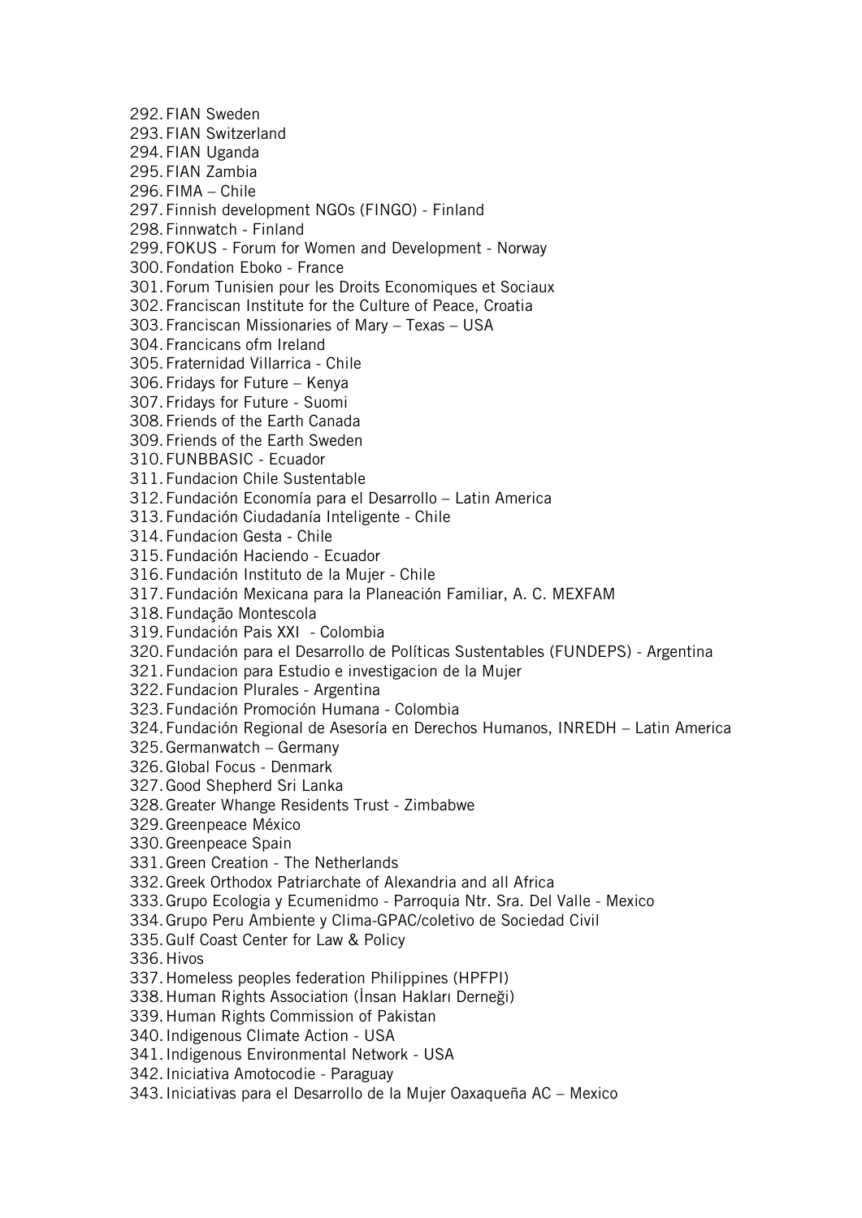292. FIAN Sweden
293. FIAN Switzerland
294. FIAN Uganda
295. FIAN Zambia
296. FIMA – Chile
297. Finnish development NGOs (FINGO) - Finland
298. Finnwatch - Finland
299. FOKUS - Forum for Women and Development - Norway
300. Fondation Eboko - France
301. Forum Tunisien pour les Droits Economiques et Sociaux
302. Franciscan Institute for the Culture of Peace, Croatia
303. Franciscan Missionaries of Mary – Texas – USA
304. Francicans ofm Ireland
305. Fraternidad Villarrica - Chile
306. Fridays for Future – Kenya
307. Fridays for Future - Suomi
308. Friends of the Earth Canada
309. Friends of the Earth Sweden
310. FUNBBASIC - Ecuador
311. Fundacion Chile Sustentable
312. Fundación Economía para el Desarrollo – Latin America
313. Fundación Ciudadanía Inteligente - Chile
314. Fundacion Gesta - Chile
315. Fundación Haciendo - Ecuador
316. Fundación Instituto de la Mujer - Chile
317. Fundación Mexicana para la Planeación Familiar, A. C. MEXFAM
318. Fundação Montescola
319. Fundación Pais XXI - Colombia
320. Fundación para el Desarrollo de Políticas Sustentables (FUNDEPS) - Argentina
321. Fundacion para Estudio e investigacion de la Mujer
322. Fundacion Plurales - Argentina
323. Fundación Promoción Humana - Colombia
324. Fundación Regional de Asesoría en Derechos Humanos, INREDH – Latin America
325. Germanwatch – Germany
326. Global Focus - Denmark
327. Good Shepherd Sri Lanka
328. Greater Whange Residents Trust - Zimbabwe
329. Greenpeace México
330. Greenpeace Spain
331. Green Creation - The Netherlands
332. Greek Orthodox Patriarchate of Alexandria and all Africa
333. Grupo Ecologia y Ecumenidmo - Parroquia Ntr. Sra. Del Valle - Mexico
334. Grupo Peru Ambiente y Clima-GPAC/coletivo de Sociedad Civil
335. Gulf Coast Center for Law & Policy
336. Hivos
337. Homeless peoples federation Philippines (HPFPI)
338. Human Rights Association (İnsan Hakları Derneği)
339. Human Rights Commission of Pakistan
340. Indigenous Climate Action - USA
341. Indigenous Environmental Network - USA
342. Iniciativa Amotocodie - Paraguay
343. Iniciativas para el Desarrollo de la Mujer Oaxaqueña AC – Mexico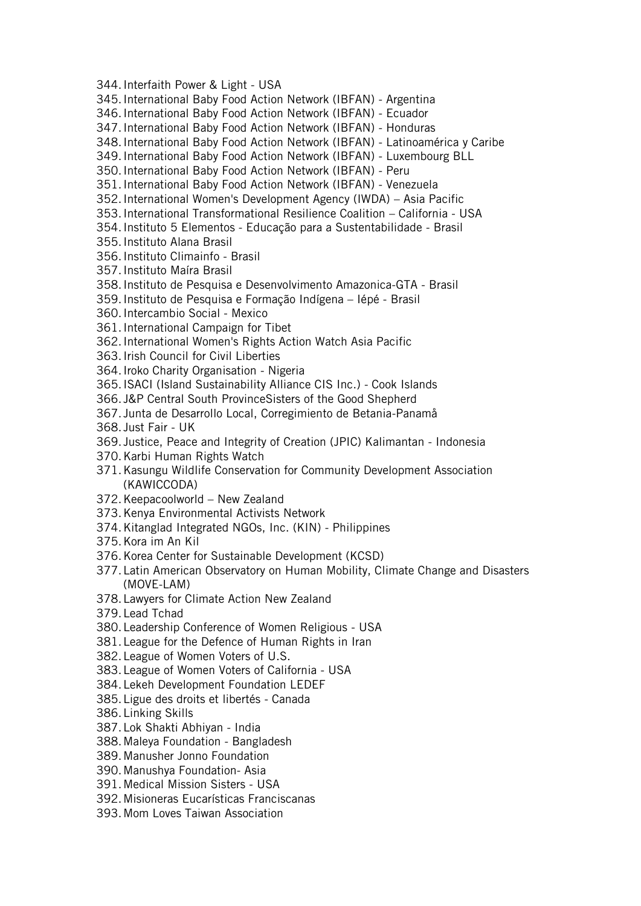344. Interfaith Power & Light - USA
345. International Baby Food Action Network (IBFAN) - Argentina
346. International Baby Food Action Network (IBFAN) - Ecuador
347. International Baby Food Action Network (IBFAN) - Honduras
348. International Baby Food Action Network (IBFAN) - Latinoamérica y Caribe
349. International Baby Food Action Network (IBFAN) - Luxembourg BLL
350. International Baby Food Action Network (IBFAN) - Peru
351. International Baby Food Action Network (IBFAN) - Venezuela
352. International Women's Development Agency (IWDA) – Asia Pacific
353. International Transformational Resilience Coalition – California - USA
354. Instituto 5 Elementos - Educação para a Sustentabilidade - Brasil
355. Instituto Alana Brasil
356. Instituto Climainfo - Brasil
357. Instituto Maíra Brasil
358. Instituto de Pesquisa e Desenvolvimento Amazonica-GTA - Brasil
359. Instituto de Pesquisa e Formação Indígena – Iépé - Brasil
360. Intercambio Social - Mexico
361. International Campaign for Tibet
362. International Women's Rights Action Watch Asia Pacific
363. Irish Council for Civil Liberties
364. Iroko Charity Organisation - Nigeria
365. ISACI (Island Sustainability Alliance CIS Inc.) - Cook Islands
366. J&P Central South ProvinceSisters of the Good Shepherd
367. Junta de Desarrollo Local, Corregimiento de Betania-Panamå
368. Just Fair - UK
369. Justice, Peace and Integrity of Creation (JPIC) Kalimantan - Indonesia
370. Karbi Human Rights Watch
371. Kasungu Wildlife Conservation for Community Development Association (KAWICCODA)
372. Keepacoolworld – New Zealand
373. Kenya Environmental Activists Network
374. Kitanglad Integrated NGOs, Inc. (KIN) - Philippines
375. Kora im An Kil
376. Korea Center for Sustainable Development (KCSD)
377. Latin American Observatory on Human Mobility, Climate Change and Disasters (MOVE-LAM)
378. Lawyers for Climate Action New Zealand
379. Lead Tchad
380. Leadership Conference of Women Religious - USA
381. League for the Defence of Human Rights in Iran
382. League of Women Voters of U.S.
383. League of Women Voters of California - USA
384. Lekeh Development Foundation LEDEF
385. Ligue des droits et libertés - Canada
386. Linking Skills
387. Lok Shakti Abhiyan - India
388. Maleya Foundation - Bangladesh
389. Manusher Jonno Foundation
390. Manushya Foundation- Asia
391. Medical Mission Sisters - USA
392. Misioneras Eucarísticas Franciscanas
393. Mom Loves Taiwan Association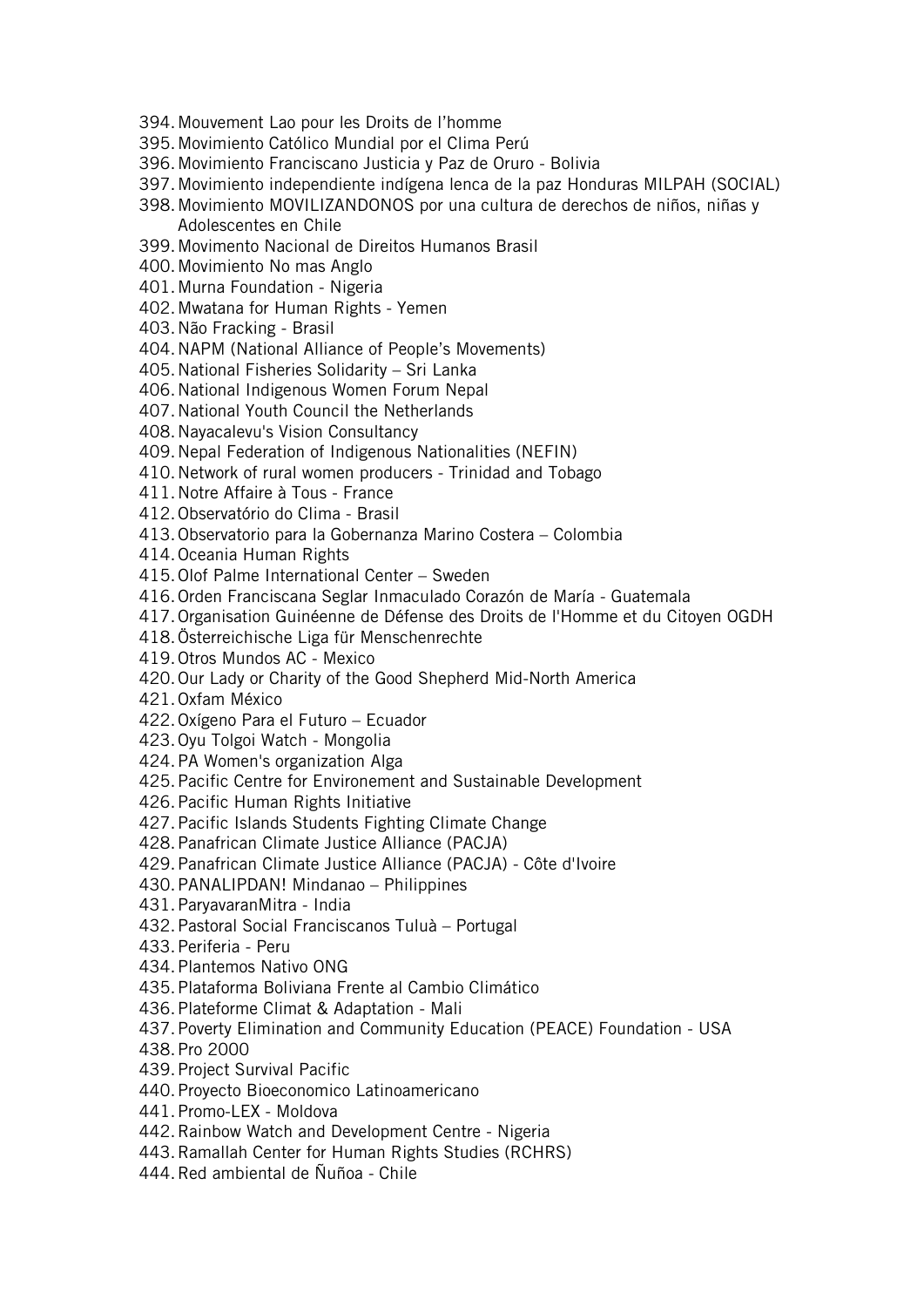394. Mouvement Lao pour les Droits de l'homme
395. Movimiento Católico Mundial por el Clima Perú
396. Movimiento Franciscano Justicia y Paz de Oruro - Bolivia
397. Movimiento independiente indígena lenca de la paz Honduras MILPAH (SOCIAL)
398. Movimiento MOVILIZANDONOS por una cultura de derechos de niños, niñas y Adolescentes en Chile
399. Movimento Nacional de Direitos Humanos Brasil
400. Movimiento No mas Anglo
401. Murna Foundation - Nigeria
402. Mwatana for Human Rights - Yemen
403. Não Fracking - Brasil
404. NAPM (National Alliance of People's Movements)
405. National Fisheries Solidarity – Sri Lanka
406. National Indigenous Women Forum Nepal
407. National Youth Council the Netherlands
408. Nayacalevu's Vision Consultancy
409. Nepal Federation of Indigenous Nationalities (NEFIN)
410. Network of rural women producers - Trinidad and Tobago
411. Notre Affaire à Tous - France
412. Observatório do Clima - Brasil
413. Observatorio para la Gobernanza Marino Costera – Colombia
414. Oceania Human Rights
415. Olof Palme International Center – Sweden
416. Orden Franciscana Seglar Inmaculado Corazón de María - Guatemala
417. Organisation Guinéenne de Défense des Droits de l'Homme et du Citoyen OGDH
418. Österreichische Liga für Menschenrechte
419. Otros Mundos AC - Mexico
420. Our Lady or Charity of the Good Shepherd Mid-North America
421. Oxfam México
422. Oxígeno Para el Futuro – Ecuador
423. Oyu Tolgoi Watch - Mongolia
424. PA Women's organization Alga
425. Pacific Centre for Environement and Sustainable Development
426. Pacific Human Rights Initiative
427. Pacific Islands Students Fighting Climate Change
428. Panafrican Climate Justice Alliance (PACJA)
429. Panafrican Climate Justice Alliance (PACJA) - Côte d'Ivoire
430. PANALIPDAN! Mindanao – Philippines
431. ParyavaranMitra - India
432. Pastoral Social Franciscanos Tuluà – Portugal
433. Periferia - Peru
434. Plantemos Nativo ONG
435. Plataforma Boliviana Frente al Cambio Climático
436. Plateforme Climat & Adaptation - Mali
437. Poverty Elimination and Community Education (PEACE) Foundation - USA
438. Pro 2000
439. Project Survival Pacific
440. Proyecto Bioeconomico Latinoamericano
441. Promo-LEX - Moldova
442. Rainbow Watch and Development Centre - Nigeria
443. Ramallah Center for Human Rights Studies (RCHRS)
444. Red ambiental de Ñuñoa - Chile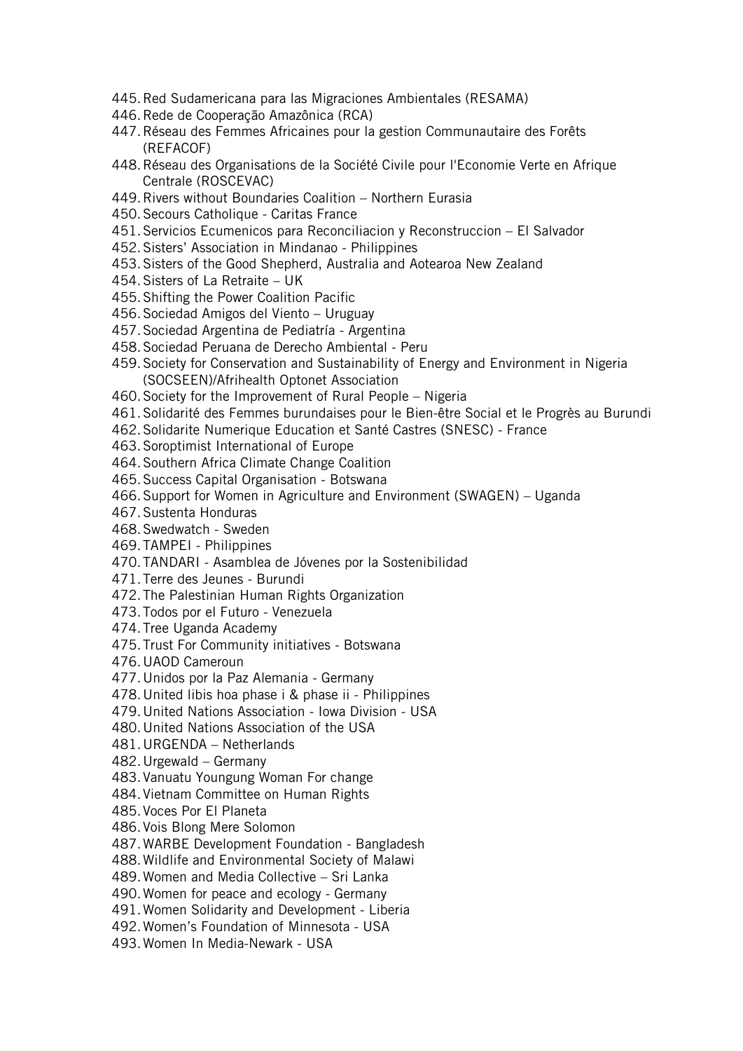445. Red Sudamericana para las Migraciones Ambientales (RESAMA)
446. Rede de Cooperação Amazônica (RCA)
447. Réseau des Femmes Africaines pour la gestion Communautaire des Forêts (REFACOF)
448. Réseau des Organisations de la Société Civile pour l'Economie Verte en Afrique Centrale (ROSCEVAC)
449. Rivers without Boundaries Coalition – Northern Eurasia
450. Secours Catholique - Caritas France
451. Servicios Ecumenicos para Reconciliacion y Reconstruccion – El Salvador
452. Sisters' Association in Mindanao - Philippines
453. Sisters of the Good Shepherd, Australia and Aotearoa New Zealand
454. Sisters of La Retraite – UK
455. Shifting the Power Coalition Pacific
456. Sociedad Amigos del Viento – Uruguay
457. Sociedad Argentina de Pediatría - Argentina
458. Sociedad Peruana de Derecho Ambiental - Peru
459. Society for Conservation and Sustainability of Energy and Environment in Nigeria (SOCSEEN)/Afrihealth Optonet Association
460. Society for the Improvement of Rural People – Nigeria
461. Solidarité des Femmes burundaises pour le Bien-être Social et le Progrès au Burundi
462. Solidarite Numerique Education et Santé Castres (SNESC) - France
463. Soroptimist International of Europe
464. Southern Africa Climate Change Coalition
465. Success Capital Organisation - Botswana
466. Support for Women in Agriculture and Environment (SWAGEN) – Uganda
467. Sustenta Honduras
468. Swedwatch - Sweden
469. TAMPEI - Philippines
470. TANDARI - Asamblea de Jóvenes por la Sostenibilidad
471. Terre des Jeunes - Burundi
472. The Palestinian Human Rights Organization
473. Todos por el Futuro - Venezuela
474. Tree Uganda Academy
475. Trust For Community initiatives - Botswana
476. UAOD Cameroun
477. Unidos por la Paz Alemania - Germany
478. United libis hoa phase i & phase ii - Philippines
479. United Nations Association - Iowa Division - USA
480. United Nations Association of the USA
481. URGENDA – Netherlands
482. Urgewald – Germany
483. Vanuatu Youngung Woman For change
484. Vietnam Committee on Human Rights
485. Voces Por El Planeta
486. Vois Blong Mere Solomon
487. WARBE Development Foundation - Bangladesh
488. Wildlife and Environmental Society of Malawi
489. Women and Media Collective – Sri Lanka
490. Women for peace and ecology - Germany
491. Women Solidarity and Development - Liberia
492. Women's Foundation of Minnesota - USA
493. Women In Media-Newark - USA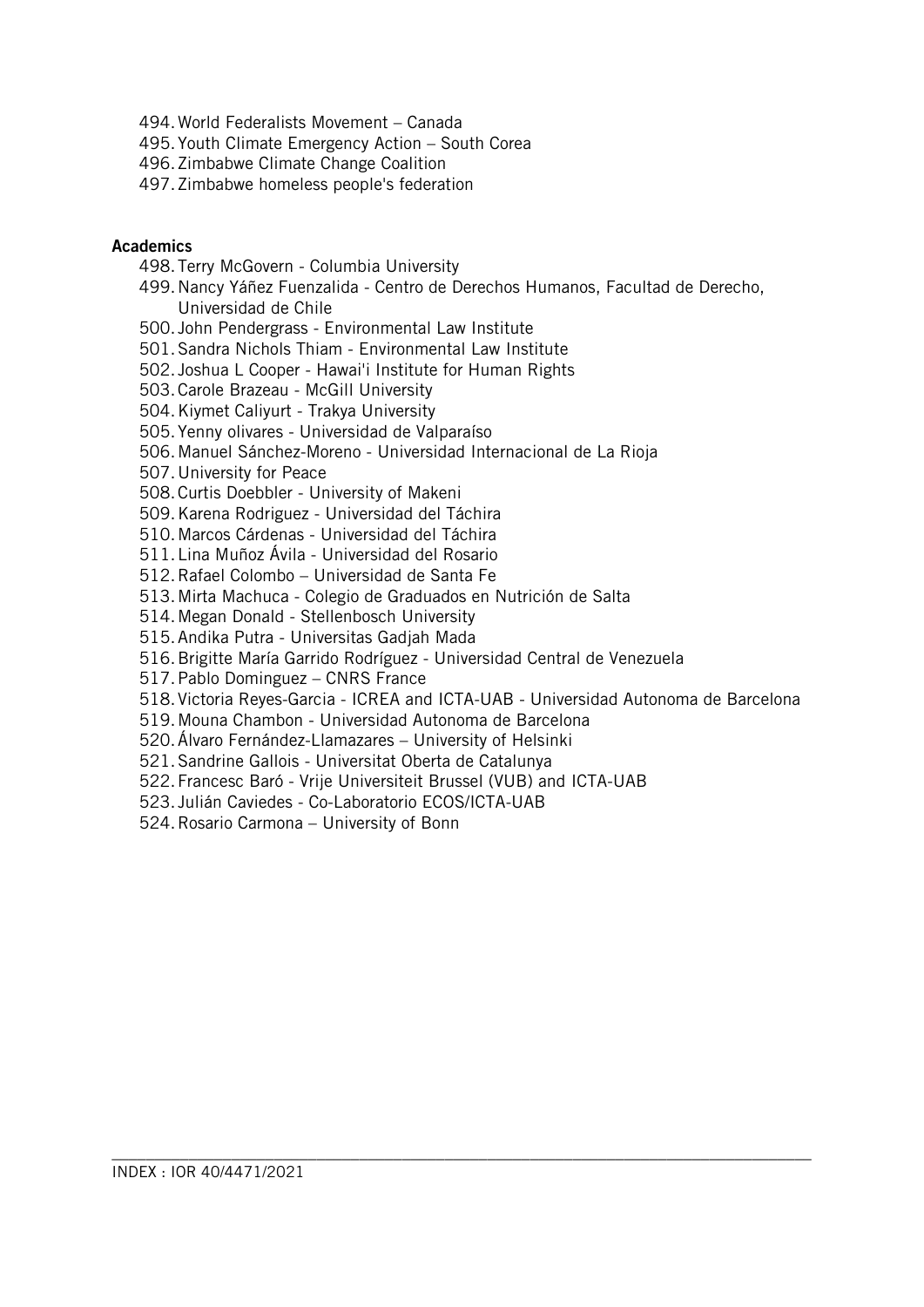494. World Federalists Movement – Canada
495. Youth Climate Emergency Action – South Corea
496. Zimbabwe Climate Change Coalition
497. Zimbabwe homeless people's federation

**Academics**

498. Terry McGovern - Columbia University
499. Nancy Yáñez Fuenzalida - Centro de Derechos Humanos, Facultad de Derecho, Universidad de Chile
500. John Pendergrass - Environmental Law Institute
501. Sandra Nichols Thiam - Environmental Law Institute
502. Joshua L Cooper - Hawai'i Institute for Human Rights
503. Carole Brazeau - McGill University
504. Kiymet Caliyurt - Trakya University
505. Yenny olivares - Universidad de Valparaíso
506. Manuel Sánchez-Moreno - Universidad Internacional de La Rioja
507. University for Peace
508. Curtis Doebbler - University of Makeni
509. Karena Rodriguez - Universidad del Táchira
510. Marcos Cárdenas - Universidad del Táchira
511. Lina Muñoz Ávila - Universidad del Rosario
512. Rafael Colombo – Universidad de Santa Fe
513. Mirta Machuca - Colegio de Graduados en Nutrición de Salta
514. Megan Donald - Stellenbosch University
515. Andika Putra - Universitas Gadjah Mada
516. Brigitte María Garrido Rodríguez - Universidad Central de Venezuela
517. Pablo Dominguez – CNRS France
518. Victoria Reyes-Garcia - ICREA and ICTA-UAB - Universidad Autonoma de Barcelona
519. Mouna Chambon - Universidad Autonoma de Barcelona
520. Álvaro Fernández-Llamazares – University of Helsinki
521. Sandrine Gallois - Universitat Oberta de Catalunya
522. Francesc Baró - Vrije Universiteit Brussel (VUB) and ICTA-UAB
523. Julián Caviedes - Co-Laboratorio ECOS/ICTA-UAB
524. Rosario Carmona – University of Bonn

INDEX : IOR 40/4471/2021